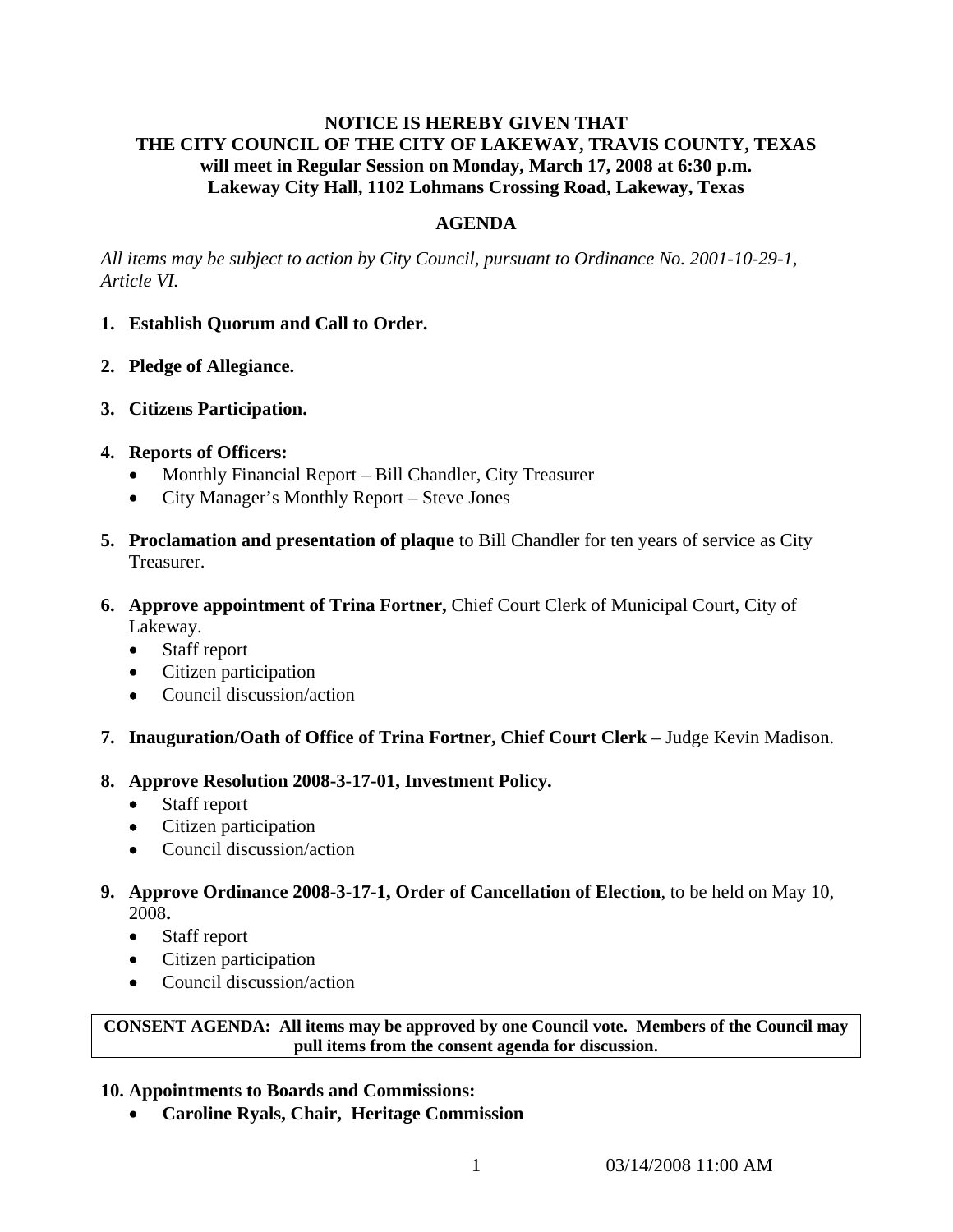**NOTICE IS HEREBY GIVEN THAT**
**THE CITY COUNCIL OF THE CITY OF LAKEWAY, TRAVIS COUNTY, TEXAS**
**will meet in Regular Session on Monday, March 17, 2008 at 6:30 p.m.**
**Lakeway City Hall, 1102 Lohmans Crossing Road, Lakeway, Texas**

## AGENDA

*All items may be subject to action by City Council, pursuant to Ordinance No. 2001-10-29-1, Article VI.*

1. **Establish Quorum and Call to Order.**

2. **Pledge of Allegiance.**

3. **Citizens Participation.**

4. **Reports of Officers:**
   - Monthly Financial Report – Bill Chandler, City Treasurer
   - City Manager's Monthly Report – Steve Jones

5. **Proclamation and presentation of plaque** to Bill Chandler for ten years of service as City Treasurer.

6. **Approve appointment of Trina Fortner,** Chief Court Clerk of Municipal Court, City of Lakeway.
   - Staff report
   - Citizen participation
   - Council discussion/action

7. **Inauguration/Oath of Office of Trina Fortner, Chief Court Clerk** – Judge Kevin Madison.

8. **Approve Resolution 2008-3-17-01, Investment Policy.**
   - Staff report
   - Citizen participation
   - Council discussion/action

9. **Approve Ordinance 2008-3-17-1, Order of Cancellation of Election**, to be held on May 10, 2008**.**
   - Staff report
   - Citizen participation
   - Council discussion/action

**CONSENT AGENDA: All items may be approved by one Council vote. Members of the Council may pull items from the consent agenda for discussion.**

10. **Appointments to Boards and Commissions:**
    - **Caroline Ryals, Chair, Heritage Commission**

03/14/2008 11:00 AM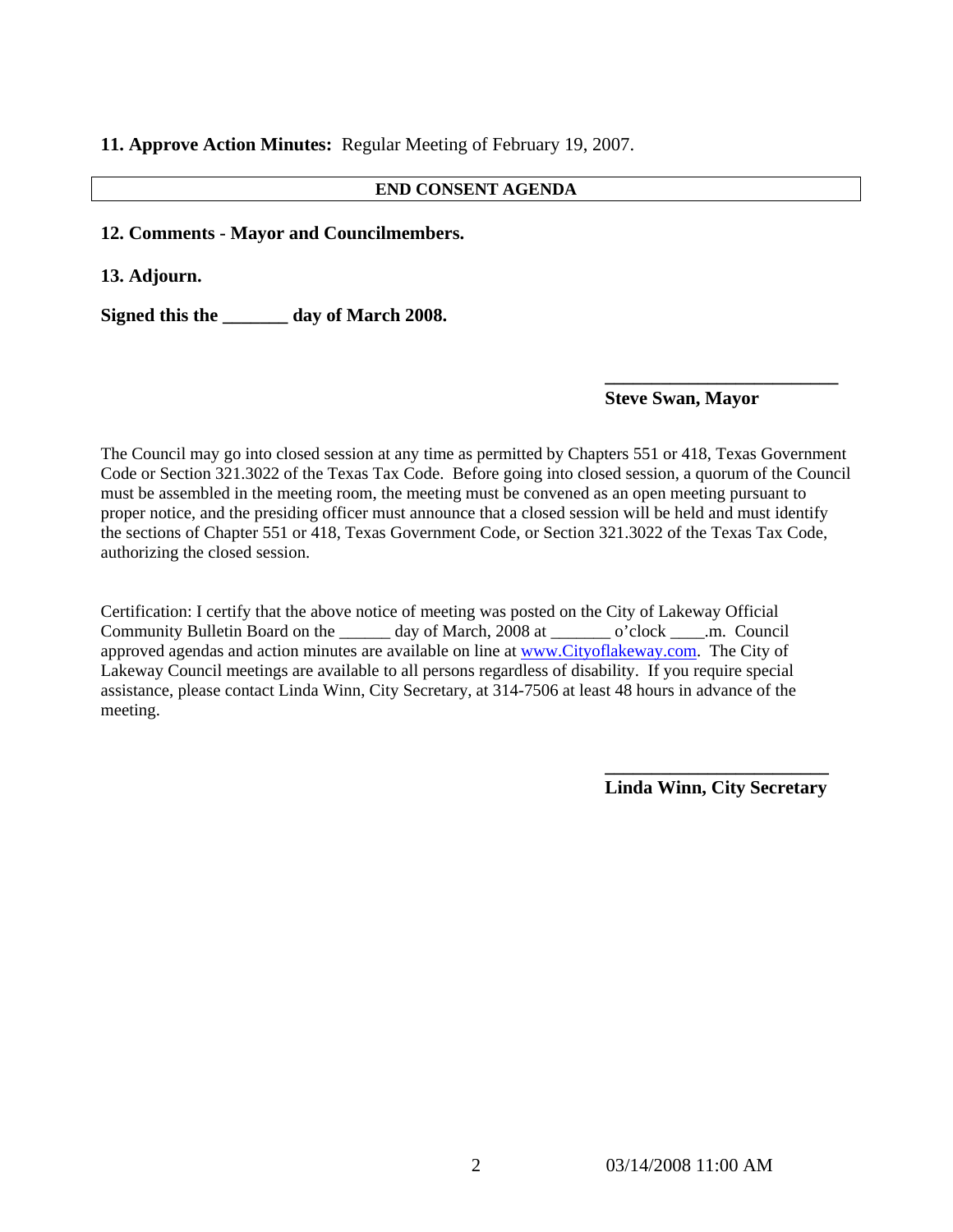**11. Approve Action Minutes:** Regular Meeting of February 19, 2007.

| **END CONSENT AGENDA** |
|---|

**12. Comments - Mayor and Councilmembers.**

**13. Adjourn.**

**Signed this the _______ day of March 2008.**

**_________________________**
**Steve Swan, Mayor**

The Council may go into closed session at any time as permitted by Chapters 551 or 418, Texas Government Code or Section 321.3022 of the Texas Tax Code. Before going into closed session, a quorum of the Council must be assembled in the meeting room, the meeting must be convened as an open meeting pursuant to proper notice, and the presiding officer must announce that a closed session will be held and must identify the sections of Chapter 551 or 418, Texas Government Code, or Section 321.3022 of the Texas Tax Code, authorizing the closed session.

Certification: I certify that the above notice of meeting was posted on the City of Lakeway Official Community Bulletin Board on the ______ day of March, 2008 at _______ o'clock ____.m. Council approved agendas and action minutes are available on line at [www.Cityoflakeway.com](http://www.Cityoflakeway.com). The City of Lakeway Council meetings are available to all persons regardless of disability. If you require special assistance, please contact Linda Winn, City Secretary, at 314-7506 at least 48 hours in advance of the meeting.

**_________________________**
**Linda Winn, City Secretary**

03/14/2008 11:00 AM